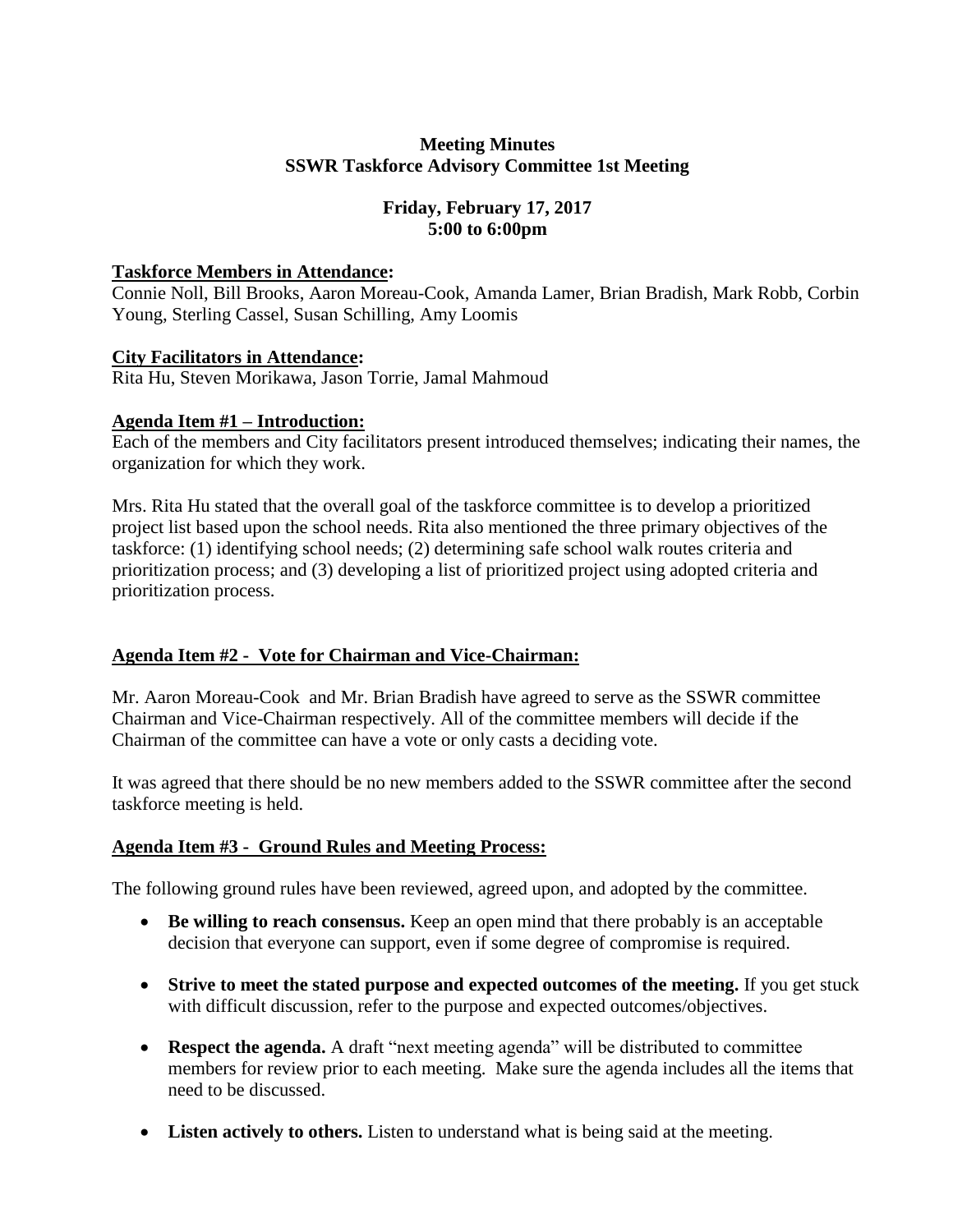**Meeting Minutes**
**SSWR Taskforce Advisory Committee 1st Meeting**

**Friday, February 17, 2017**
**5:00 to 6:00pm**

**Taskforce Members in Attendance:**
Connie Noll, Bill Brooks, Aaron Moreau-Cook, Amanda Lamer, Brian Bradish, Mark Robb, Corbin Young, Sterling Cassel, Susan Schilling, Amy Loomis

**City Facilitators in Attendance:**
Rita Hu, Steven Morikawa, Jason Torrie, Jamal Mahmoud

**Agenda Item #1 – Introduction:**
Each of the members and City facilitators present introduced themselves; indicating their names, the organization for which they work.

Mrs. Rita Hu stated that the overall goal of the taskforce committee is to develop a prioritized project list based upon the school needs. Rita also mentioned the three primary objectives of the taskforce: (1) identifying school needs; (2) determining safe school walk routes criteria and prioritization process; and (3) developing a list of prioritized project using adopted criteria and prioritization process.

**Agenda Item #2 - Vote for Chairman and Vice-Chairman:**

Mr. Aaron Moreau-Cook and Mr. Brian Bradish have agreed to serve as the SSWR committee Chairman and Vice-Chairman respectively. All of the committee members will decide if the Chairman of the committee can have a vote or only casts a deciding vote.

It was agreed that there should be no new members added to the SSWR committee after the second taskforce meeting is held.

**Agenda Item #3 - Ground Rules and Meeting Process:**

The following ground rules have been reviewed, agreed upon, and adopted by the committee.

- **Be willing to reach consensus.** Keep an open mind that there probably is an acceptable decision that everyone can support, even if some degree of compromise is required.

- **Strive to meet the stated purpose and expected outcomes of the meeting.** If you get stuck with difficult discussion, refer to the purpose and expected outcomes/objectives.

- **Respect the agenda.** A draft "next meeting agenda" will be distributed to committee members for review prior to each meeting. Make sure the agenda includes all the items that need to be discussed.

- **Listen actively to others.** Listen to understand what is being said at the meeting.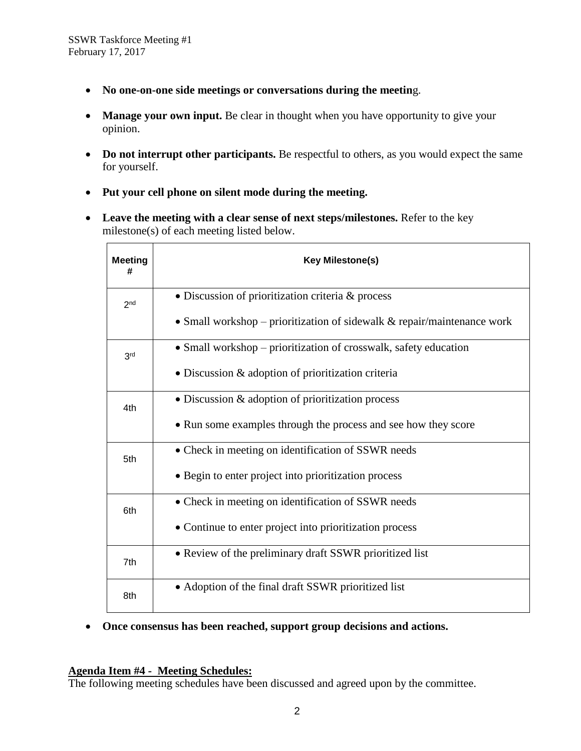- **No one-on-one side meetings or conversations during the meetin**g.

- **Manage your own input.** Be clear in thought when you have opportunity to give your opinion.

- **Do not interrupt other participants.** Be respectful to others, as you would expect the same for yourself.

- **Put your cell phone on silent mode during the meeting.**

- **Leave the meeting with a clear sense of next steps/milestones.** Refer to the key milestone(s) of each meeting listed below.

| Meeting # | Key Milestone(s) |
|---|---|
| 2nd | • Discussion of prioritization criteria & process<br>• Small workshop – prioritization of sidewalk & repair/maintenance work |
| 3rd | • Small workshop – prioritization of crosswalk, safety education<br>• Discussion & adoption of prioritization criteria |
| 4th | • Discussion & adoption of prioritization process<br>• Run some examples through the process and see how they score |
| 5th | • Check in meeting on identification of SSWR needs<br>• Begin to enter project into prioritization process |
| 6th | • Check in meeting on identification of SSWR needs<br>• Continue to enter project into prioritization process |
| 7th | • Review of the preliminary draft SSWR prioritized list |
| 8th | • Adoption of the final draft SSWR prioritized list |

- **Once consensus has been reached, support group decisions and actions.**

**Agenda Item #4 - Meeting Schedules:**

The following meeting schedules have been discussed and agreed upon by the committee.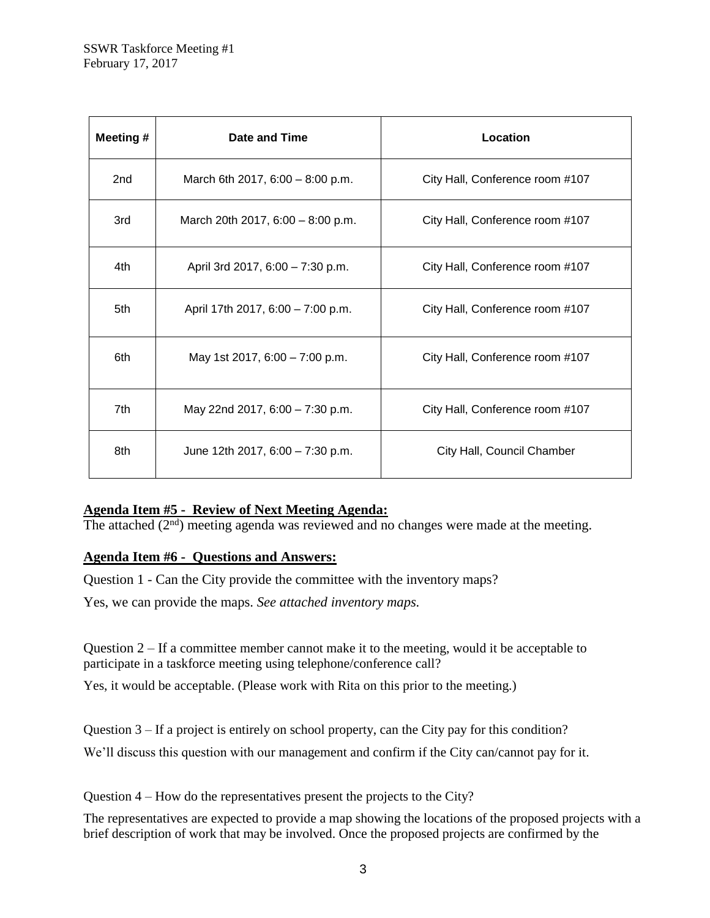| Meeting # | Date and Time | Location |
|---|---|---|
| 2nd | March 6th 2017, 6:00 – 8:00 p.m. | City Hall, Conference room #107 |
| 3rd | March 20th 2017, 6:00 – 8:00 p.m. | City Hall, Conference room #107 |
| 4th | April 3rd 2017, 6:00 – 7:30 p.m. | City Hall, Conference room #107 |
| 5th | April 17th 2017, 6:00 – 7:00 p.m. | City Hall, Conference room #107 |
| 6th | May 1st 2017, 6:00 – 7:00 p.m. | City Hall, Conference room #107 |
| 7th | May 22nd 2017, 6:00 – 7:30 p.m. | City Hall, Conference room #107 |
| 8th | June 12th 2017, 6:00 – 7:30 p.m. | City Hall, Council Chamber |

**Agenda Item #5 - Review of Next Meeting Agenda:**

The attached (2nd) meeting agenda was reviewed and no changes were made at the meeting.

**Agenda Item #6 - Questions and Answers:**

Question 1 - Can the City provide the committee with the inventory maps?

Yes, we can provide the maps. *See attached inventory maps.*

Question 2 – If a committee member cannot make it to the meeting, would it be acceptable to participate in a taskforce meeting using telephone/conference call?

Yes, it would be acceptable. (Please work with Rita on this prior to the meeting.)

Question 3 – If a project is entirely on school property, can the City pay for this condition?

We'll discuss this question with our management and confirm if the City can/cannot pay for it.

Question 4 – How do the representatives present the projects to the City?

The representatives are expected to provide a map showing the locations of the proposed projects with a brief description of work that may be involved. Once the proposed projects are confirmed by the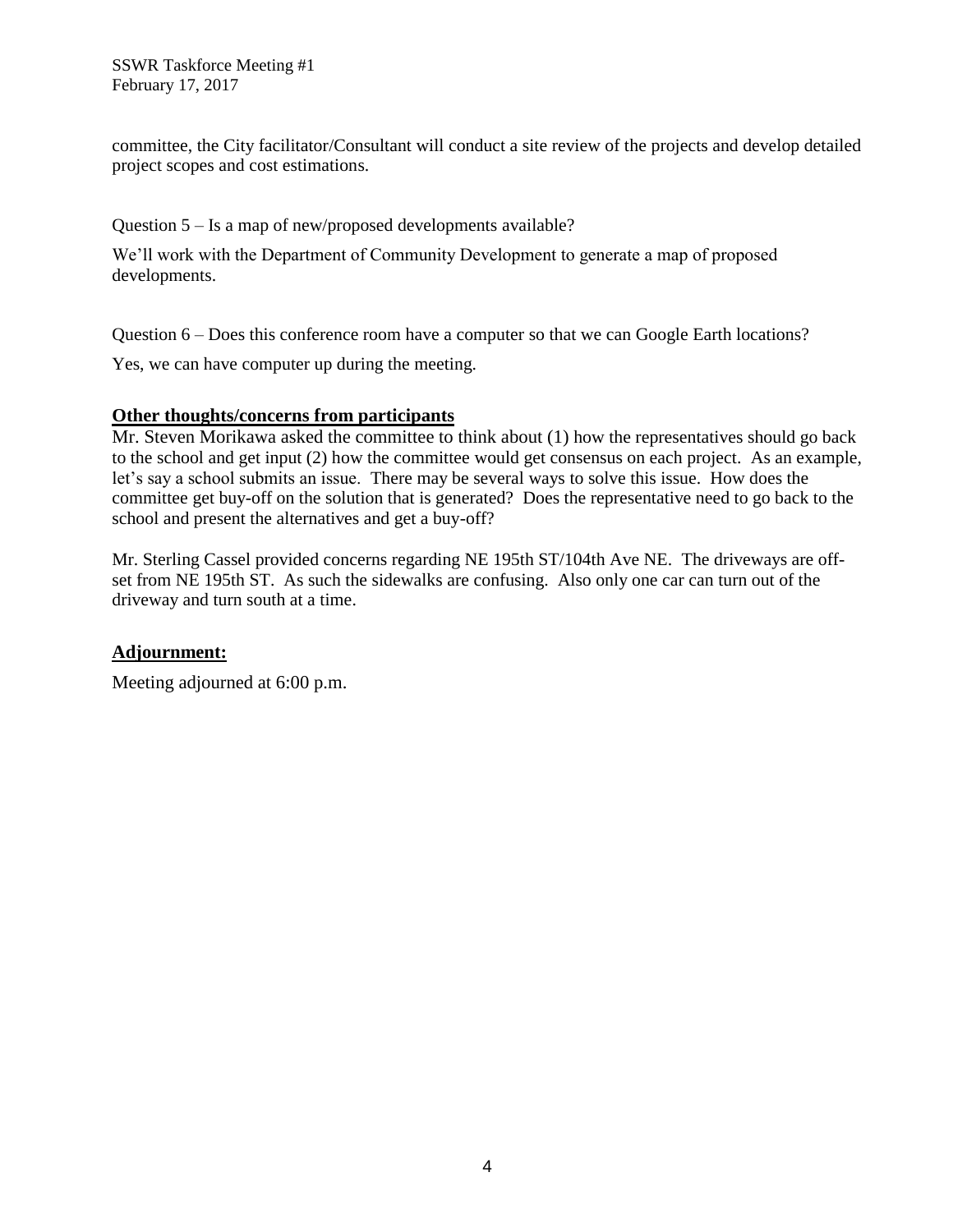committee, the City facilitator/Consultant will conduct a site review of the projects and develop detailed project scopes and cost estimations.

Question 5 – Is a map of new/proposed developments available?

We'll work with the Department of Community Development to generate a map of proposed developments.

Question 6 – Does this conference room have a computer so that we can Google Earth locations?

Yes, we can have computer up during the meeting.

## **Other thoughts/concerns from participants**

Mr. Steven Morikawa asked the committee to think about (1) how the representatives should go back to the school and get input (2) how the committee would get consensus on each project. As an example, let's say a school submits an issue. There may be several ways to solve this issue. How does the committee get buy-off on the solution that is generated? Does the representative need to go back to the school and present the alternatives and get a buy-off?

Mr. Sterling Cassel provided concerns regarding NE 195th ST/104th Ave NE. The driveways are off-set from NE 195th ST. As such the sidewalks are confusing. Also only one car can turn out of the driveway and turn south at a time.

## **Adjournment:**

Meeting adjourned at 6:00 p.m.